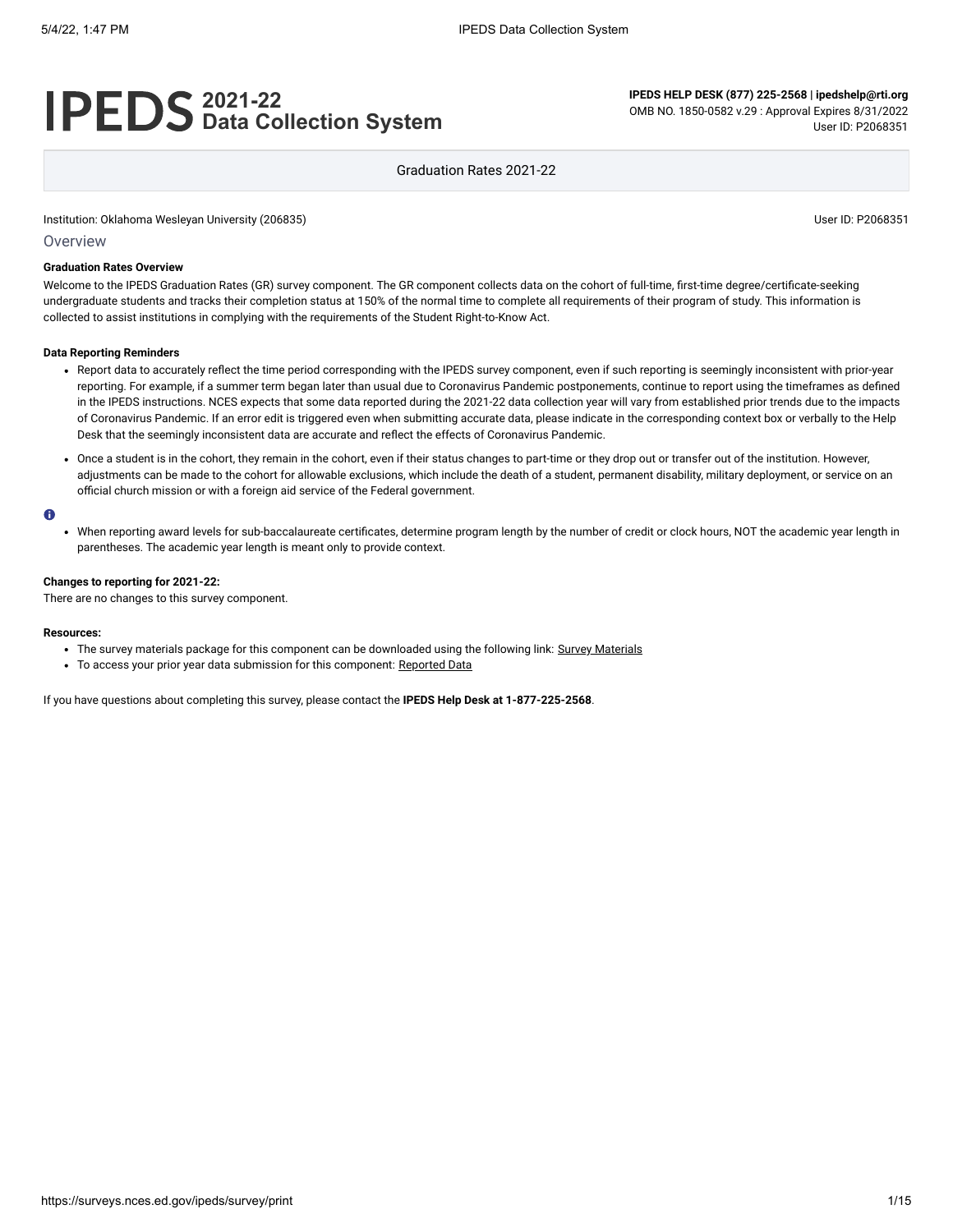# IPEDS 2021-22 Data Collection System

**IPEDS HELP DESK (877) 225-2568 | ipedshelp@rti.org**
OMB NO. 1850-0582 v.29 : Approval Expires 8/31/2022
User ID: P2068351

Graduation Rates 2021-22

Institution: Oklahoma Wesleyan University (206835)

User ID: P2068351

## Overview

**Graduation Rates Overview**

Welcome to the IPEDS Graduation Rates (GR) survey component. The GR component collects data on the cohort of full-time, first-time degree/certificate-seeking undergraduate students and tracks their completion status at 150% of the normal time to complete all requirements of their program of study. This information is collected to assist institutions in complying with the requirements of the Student Right-to-Know Act.

**Data Reporting Reminders**

- Report data to accurately reflect the time period corresponding with the IPEDS survey component, even if such reporting is seemingly inconsistent with prior-year reporting. For example, if a summer term began later than usual due to Coronavirus Pandemic postponements, continue to report using the timeframes as defined in the IPEDS instructions. NCES expects that some data reported during the 2021-22 data collection year will vary from established prior trends due to the impacts of Coronavirus Pandemic. If an error edit is triggered even when submitting accurate data, please indicate in the corresponding context box or verbally to the Help Desk that the seemingly inconsistent data are accurate and reflect the effects of Coronavirus Pandemic.
- Once a student is in the cohort, they remain in the cohort, even if their status changes to part-time or they drop out or transfer out of the institution. However, adjustments can be made to the cohort for allowable exclusions, which include the death of a student, permanent disability, military deployment, or service on an official church mission or with a foreign aid service of the Federal government.

- When reporting award levels for sub-baccalaureate certificates, determine program length by the number of credit or clock hours, NOT the academic year length in parentheses. The academic year length is meant only to provide context.

**Changes to reporting for 2021-22:**

There are no changes to this survey component.

**Resources:**

- The survey materials package for this component can be downloaded using the following link: Survey Materials
- To access your prior year data submission for this component: Reported Data

If you have questions about completing this survey, please contact the **IPEDS Help Desk at 1-877-225-2568**.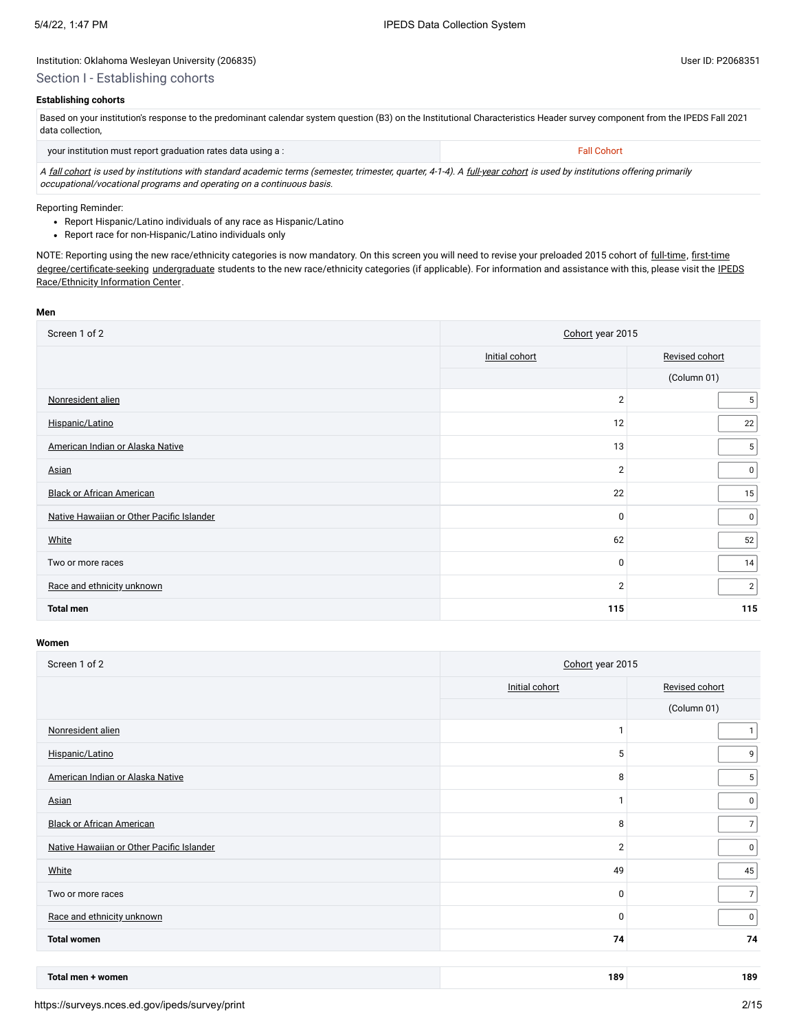Institution: Oklahoma Wesleyan University (206835)

User ID: P2068351

## Section I - Establishing cohorts

### Establishing cohorts

Based on your institution's response to the predominant calendar system question (B3) on the Institutional Characteristics Header survey component from the IPEDS Fall 2021 data collection,

| your institution must report graduation rates data using a : | Fall Cohort |
|---|---|

*A fall cohort is used by institutions with standard academic terms (semester, trimester, quarter, 4-1-4). A full-year cohort is used by institutions offering primarily occupational/vocational programs and operating on a continuous basis.*

Reporting Reminder:

- Report Hispanic/Latino individuals of any race as Hispanic/Latino
- Report race for non-Hispanic/Latino individuals only

NOTE: Reporting using the new race/ethnicity categories is now mandatory. On this screen you will need to revise your preloaded 2015 cohort of full-time, first-time degree/certificate-seeking undergraduate students to the new race/ethnicity categories (if applicable). For information and assistance with this, please visit the IPEDS Race/Ethnicity Information Center.

**Men**

| Screen 1 of 2 | Cohort year 2015 | |
|---|---|---|
| | Initial cohort | Revised cohort |
| | | (Column 01) |
| Nonresident alien | 2 | 5 |
| Hispanic/Latino | 12 | 22 |
| American Indian or Alaska Native | 13 | 5 |
| Asian | 2 | 0 |
| Black or African American | 22 | 15 |
| Native Hawaiian or Other Pacific Islander | 0 | 0 |
| White | 62 | 52 |
| Two or more races | 0 | 14 |
| Race and ethnicity unknown | 2 | 2 |
| **Total men** | **115** | **115** |

**Women**

| Screen 1 of 2 | Cohort year 2015 | |
|---|---|---|
| | Initial cohort | Revised cohort |
| | | (Column 01) |
| Nonresident alien | 1 | 1 |
| Hispanic/Latino | 5 | 9 |
| American Indian or Alaska Native | 8 | 5 |
| Asian | 1 | 0 |
| Black or African American | 8 | 7 |
| Native Hawaiian or Other Pacific Islander | 2 | 0 |
| White | 49 | 45 |
| Two or more races | 0 | 7 |
| Race and ethnicity unknown | 0 | 0 |
| **Total women** | **74** | **74** |

| **Total men + women** | **189** | **189** |
|---|---|---|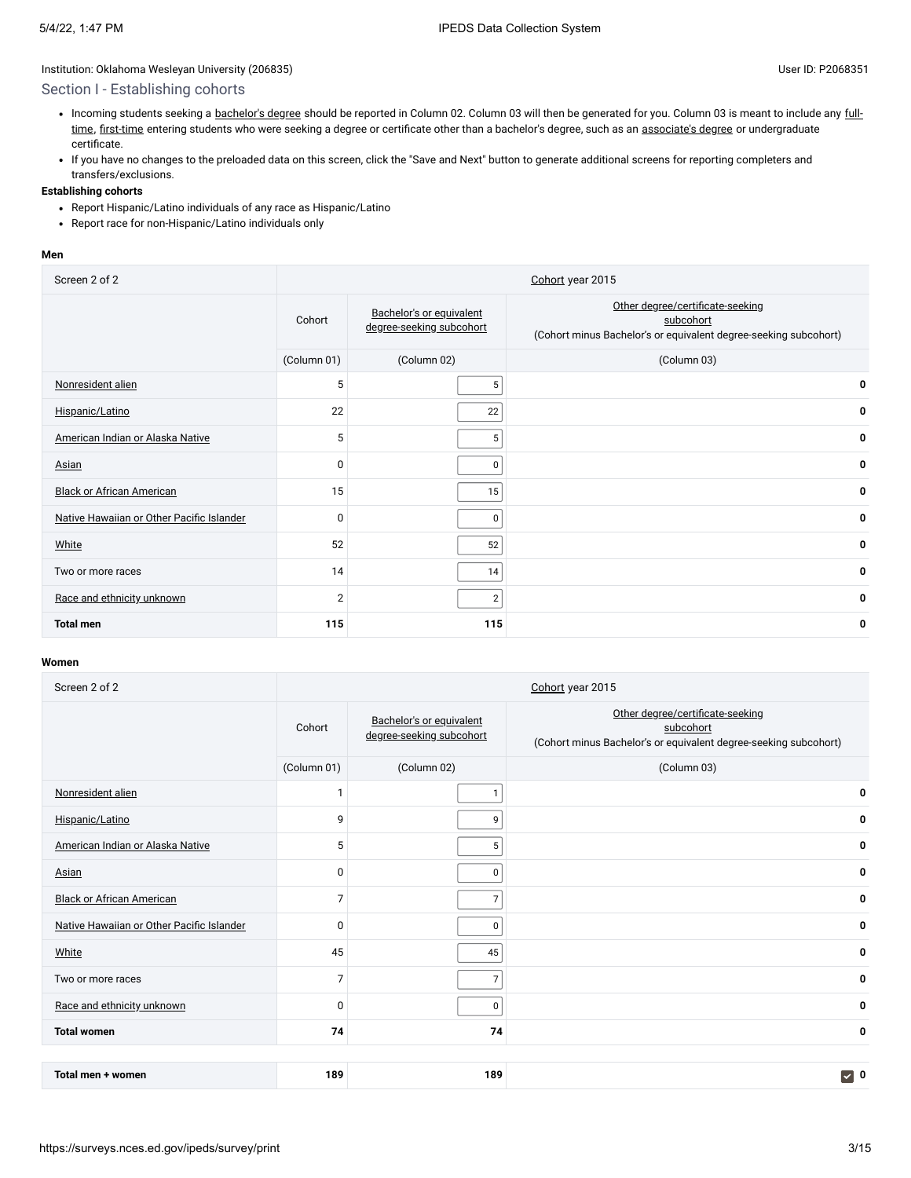Institution: Oklahoma Wesleyan University (206835)

User ID: P2068351

## Section I - Establishing cohorts

- Incoming students seeking a bachelor's degree should be reported in Column 02. Column 03 will then be generated for you. Column 03 is meant to include any full-time, first-time entering students who were seeking a degree or certificate other than a bachelor's degree, such as an associate's degree or undergraduate certificate.
- If you have no changes to the preloaded data on this screen, click the "Save and Next" button to generate additional screens for reporting completers and transfers/exclusions.

**Establishing cohorts**

- Report Hispanic/Latino individuals of any race as Hispanic/Latino
- Report race for non-Hispanic/Latino individuals only

**Men**

| Screen 2 of 2 | Cohort year 2015 | | |
|---|---|---|---|
| | Cohort | Bachelor's or equivalent degree-seeking subcohort | Other degree/certificate-seeking subcohort (Cohort minus Bachelor's or equivalent degree-seeking subcohort) |
| | (Column 01) | (Column 02) | (Column 03) |
| Nonresident alien | 5 | 5 | 0 |
| Hispanic/Latino | 22 | 22 | 0 |
| American Indian or Alaska Native | 5 | 5 | 0 |
| Asian | 0 | 0 | 0 |
| Black or African American | 15 | 15 | 0 |
| Native Hawaiian or Other Pacific Islander | 0 | 0 | 0 |
| White | 52 | 52 | 0 |
| Two or more races | 14 | 14 | 0 |
| Race and ethnicity unknown | 2 | 2 | 0 |
| **Total men** | **115** | **115** | **0** |

**Women**

| Screen 2 of 2 | Cohort year 2015 | | |
|---|---|---|---|
| | Cohort | Bachelor's or equivalent degree-seeking subcohort | Other degree/certificate-seeking subcohort (Cohort minus Bachelor's or equivalent degree-seeking subcohort) |
| | (Column 01) | (Column 02) | (Column 03) |
| Nonresident alien | 1 | 1 | 0 |
| Hispanic/Latino | 9 | 9 | 0 |
| American Indian or Alaska Native | 5 | 5 | 0 |
| Asian | 0 | 0 | 0 |
| Black or African American | 7 | 7 | 0 |
| Native Hawaiian or Other Pacific Islander | 0 | 0 | 0 |
| White | 45 | 45 | 0 |
| Two or more races | 7 | 7 | 0 |
| Race and ethnicity unknown | 0 | 0 | 0 |
| **Total women** | **74** | **74** | **0** |

| | | | |
|---|---|---|---|
| **Total men + women** | **189** | **189** | **0** |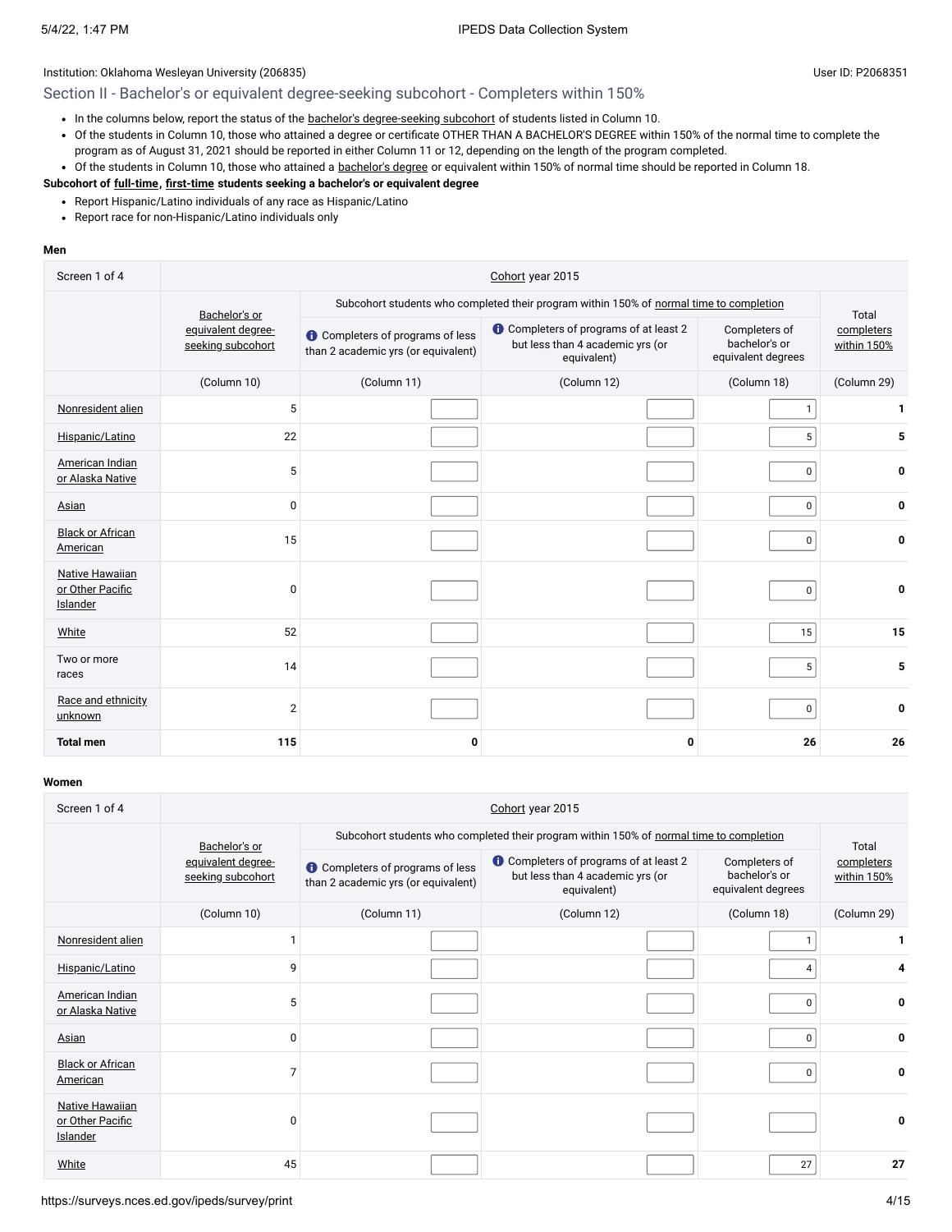Institution: Oklahoma Wesleyan University (206835)

User ID: P2068351

## Section II - Bachelor's or equivalent degree-seeking subcohort - Completers within 150%

- In the columns below, report the status of the bachelor's degree-seeking subcohort of students listed in Column 10.
- Of the students in Column 10, those who attained a degree or certificate OTHER THAN A BACHELOR'S DEGREE within 150% of the normal time to complete the program as of August 31, 2021 should be reported in either Column 11 or 12, depending on the length of the program completed.
- Of the students in Column 10, those who attained a bachelor's degree or equivalent within 150% of normal time should be reported in Column 18.

**Subcohort of full-time, first-time students seeking a bachelor's or equivalent degree**

- Report Hispanic/Latino individuals of any race as Hispanic/Latino
- Report race for non-Hispanic/Latino individuals only

**Men**

| Screen 1 of 4 | Cohort year 2015 | | | | |
|---|---|---|---|---|---|
| | Bachelor's or equivalent degree-seeking subcohort | Subcohort students who completed their program within 150% of normal time to completion: Completers of programs of less than 2 academic yrs (or equivalent) | Completers of programs of at least 2 but less than 4 academic yrs (or equivalent) | Completers of bachelor's or equivalent degrees | Total completers within 150% |
| | (Column 10) | (Column 11) | (Column 12) | (Column 18) | (Column 29) |
| Nonresident alien | 5 | | | 1 | 1 |
| Hispanic/Latino | 22 | | | 5 | 5 |
| American Indian or Alaska Native | 5 | | | 0 | 0 |
| Asian | 0 | | | 0 | 0 |
| Black or African American | 15 | | | 0 | 0 |
| Native Hawaiian or Other Pacific Islander | 0 | | | 0 | 0 |
| White | 52 | | | 15 | 15 |
| Two or more races | 14 | | | 5 | 5 |
| Race and ethnicity unknown | 2 | | | 0 | 0 |
| **Total men** | **115** | **0** | **0** | **26** | **26** |

**Women**

| Screen 1 of 4 | Cohort year 2015 | | | | |
|---|---|---|---|---|---|
| | Bachelor's or equivalent degree-seeking subcohort | Subcohort students who completed their program within 150% of normal time to completion: Completers of programs of less than 2 academic yrs (or equivalent) | Completers of programs of at least 2 but less than 4 academic yrs (or equivalent) | Completers of bachelor's or equivalent degrees | Total completers within 150% |
| | (Column 10) | (Column 11) | (Column 12) | (Column 18) | (Column 29) |
| Nonresident alien | 1 | | | 1 | 1 |
| Hispanic/Latino | 9 | | | 4 | 4 |
| American Indian or Alaska Native | 5 | | | 0 | 0 |
| Asian | 0 | | | 0 | 0 |
| Black or African American | 7 | | | 0 | 0 |
| Native Hawaiian or Other Pacific Islander | 0 | | | | 0 |
| White | 45 | | | 27 | 27 |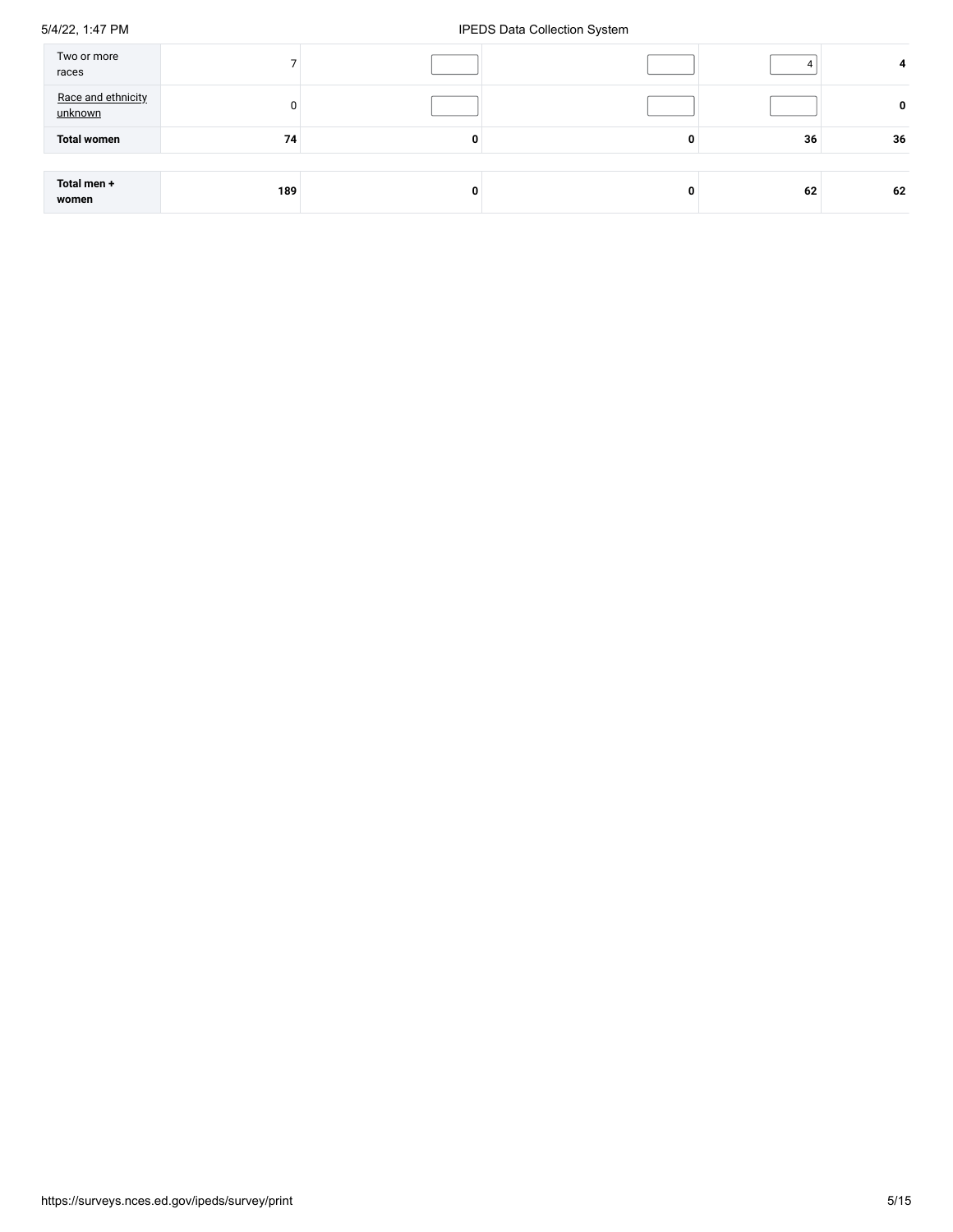| | | | | | |
|---|---|---|---|---|---|
| Two or more races | 7 | | | 4 | **4** |
| Race and ethnicity unknown | 0 | | | | **0** |
| **Total women** | **74** | **0** | **0** | **36** | **36** |
| | | | | | |
| **Total men + women** | **189** | **0** | **0** | **62** | **62** |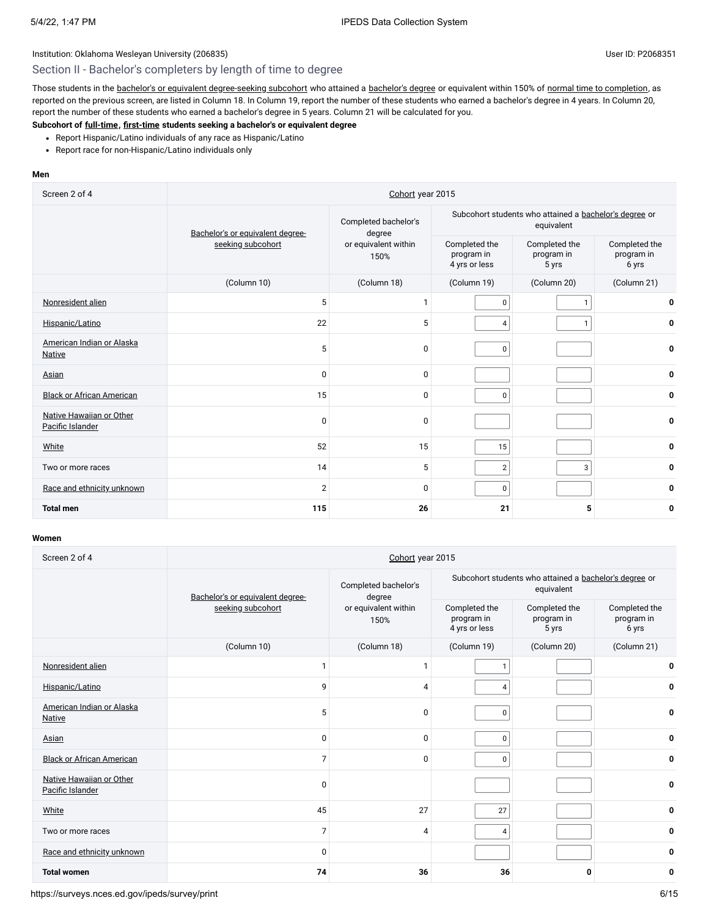Institution: Oklahoma Wesleyan University (206835)

User ID: P2068351

## Section II - Bachelor's completers by length of time to degree

Those students in the bachelor's or equivalent degree-seeking subcohort who attained a bachelor's degree or equivalent within 150% of normal time to completion, as reported on the previous screen, are listed in Column 18. In Column 19, report the number of these students who earned a bachelor's degree in 4 years. In Column 20, report the number of these students who earned a bachelor's degree in 5 years. Column 21 will be calculated for you.

**Subcohort of full-time, first-time students seeking a bachelor's or equivalent degree**

- Report Hispanic/Latino individuals of any race as Hispanic/Latino
- Report race for non-Hispanic/Latino individuals only

**Men**

| Screen 2 of 4 | Cohort year 2015 | | | | |
|---|---|---|---|---|---|
| | Bachelor's or equivalent degree-seeking subcohort | Completed bachelor's degree or equivalent within 150% | Subcohort students who attained a bachelor's degree or equivalent | | |
| | | | Completed the program in 4 yrs or less | Completed the program in 5 yrs | Completed the program in 6 yrs |
| | (Column 10) | (Column 18) | (Column 19) | (Column 20) | (Column 21) |
| Nonresident alien | 5 | 1 | 0 | 1 | 0 |
| Hispanic/Latino | 22 | 5 | 4 | 1 | 0 |
| American Indian or Alaska Native | 5 | 0 | 0 | | 0 |
| Asian | 0 | 0 | | | 0 |
| Black or African American | 15 | 0 | 0 | | 0 |
| Native Hawaiian or Other Pacific Islander | 0 | 0 | | | 0 |
| White | 52 | 15 | 15 | | 0 |
| Two or more races | 14 | 5 | 2 | 3 | 0 |
| Race and ethnicity unknown | 2 | 0 | 0 | | 0 |
| **Total men** | **115** | **26** | **21** | **5** | **0** |

**Women**

| Screen 2 of 4 | Cohort year 2015 | | | | |
|---|---|---|---|---|---|
| | Bachelor's or equivalent degree-seeking subcohort | Completed bachelor's degree or equivalent within 150% | Subcohort students who attained a bachelor's degree or equivalent | | |
| | | | Completed the program in 4 yrs or less | Completed the program in 5 yrs | Completed the program in 6 yrs |
| | (Column 10) | (Column 18) | (Column 19) | (Column 20) | (Column 21) |
| Nonresident alien | 1 | 1 | 1 | | 0 |
| Hispanic/Latino | 9 | 4 | 4 | | 0 |
| American Indian or Alaska Native | 5 | 0 | 0 | | 0 |
| Asian | 0 | 0 | 0 | | 0 |
| Black or African American | 7 | 0 | 0 | | 0 |
| Native Hawaiian or Other Pacific Islander | 0 | | | | 0 |
| White | 45 | 27 | 27 | | 0 |
| Two or more races | 7 | 4 | 4 | | 0 |
| Race and ethnicity unknown | 0 | | | | 0 |
| **Total women** | **74** | **36** | **36** | **0** | **0** |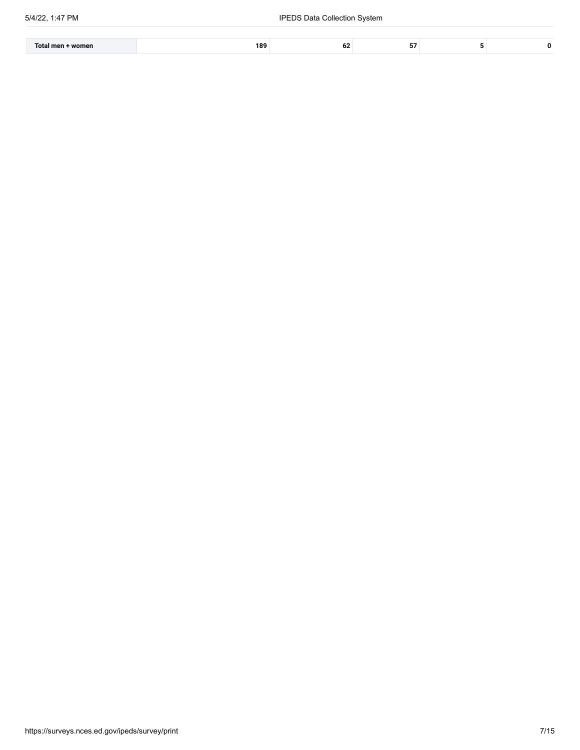| Total men + women | 189 | 62 | 57 | 5 | 0 |
|---|---|---|---|---|---|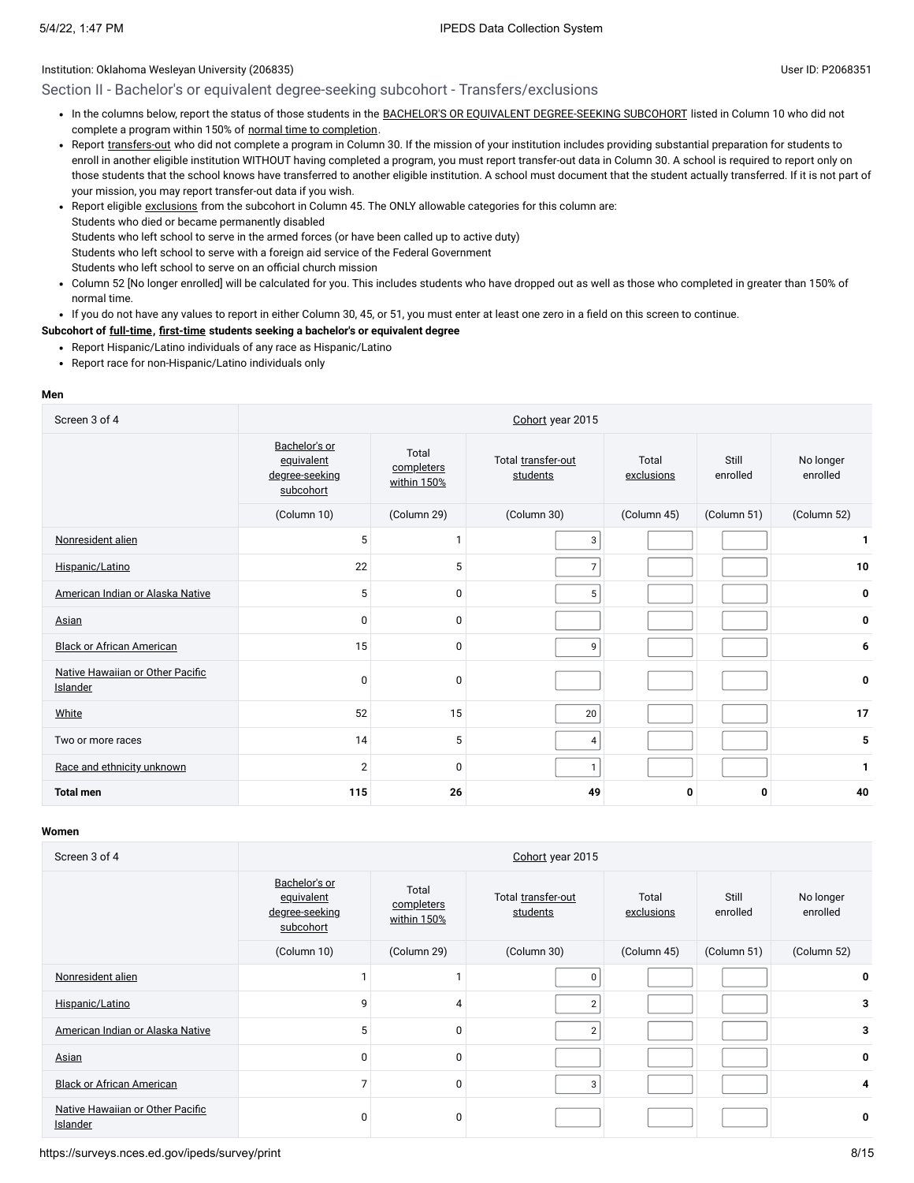Institution: Oklahoma Wesleyan University (206835)

User ID: P2068351

## Section II - Bachelor's or equivalent degree-seeking subcohort - Transfers/exclusions

- In the columns below, report the status of those students in the BACHELOR'S OR EQUIVALENT DEGREE-SEEKING SUBCOHORT listed in Column 10 who did not complete a program within 150% of normal time to completion.
- Report transfers-out who did not complete a program in Column 30. If the mission of your institution includes providing substantial preparation for students to enroll in another eligible institution WITHOUT having completed a program, you must report transfer-out data in Column 30. A school is required to report only on those students that the school knows have transferred to another eligible institution. A school must document that the student actually transferred. If it is not part of your mission, you may report transfer-out data if you wish.
- Report eligible exclusions from the subcohort in Column 45. The ONLY allowable categories for this column are:
  Students who died or became permanently disabled
  Students who left school to serve in the armed forces (or have been called up to active duty)
  Students who left school to serve with a foreign aid service of the Federal Government
  Students who left school to serve on an official church mission
- Column 52 [No longer enrolled] will be calculated for you. This includes students who have dropped out as well as those who completed in greater than 150% of normal time.
- If you do not have any values to report in either Column 30, 45, or 51, you must enter at least one zero in a field on this screen to continue.

**Subcohort of full-time, first-time students seeking a bachelor's or equivalent degree**

- Report Hispanic/Latino individuals of any race as Hispanic/Latino
- Report race for non-Hispanic/Latino individuals only

**Men**

| Screen 3 of 4 | Cohort year 2015 | | | | | |
|---|---|---|---|---|---|---|
| | Bachelor's or equivalent degree-seeking subcohort | Total completers within 150% | Total transfer-out students | Total exclusions | Still enrolled | No longer enrolled |
| | (Column 10) | (Column 29) | (Column 30) | (Column 45) | (Column 51) | (Column 52) |
| Nonresident alien | 5 | 1 | 3 | | | **1** |
| Hispanic/Latino | 22 | 5 | 7 | | | **10** |
| American Indian or Alaska Native | 5 | 0 | 5 | | | **0** |
| Asian | 0 | 0 | | | | **0** |
| Black or African American | 15 | 0 | 9 | | | **6** |
| Native Hawaiian or Other Pacific Islander | 0 | 0 | | | | **0** |
| White | 52 | 15 | 20 | | | **17** |
| Two or more races | 14 | 5 | 4 | | | **5** |
| Race and ethnicity unknown | 2 | 0 | 1 | | | **1** |
| **Total men** | **115** | **26** | **49** | **0** | **0** | **40** |

**Women**

| Screen 3 of 4 | Cohort year 2015 | | | | | |
|---|---|---|---|---|---|---|
| | Bachelor's or equivalent degree-seeking subcohort | Total completers within 150% | Total transfer-out students | Total exclusions | Still enrolled | No longer enrolled |
| | (Column 10) | (Column 29) | (Column 30) | (Column 45) | (Column 51) | (Column 52) |
| Nonresident alien | 1 | 1 | 0 | | | **0** |
| Hispanic/Latino | 9 | 4 | 2 | | | **3** |
| American Indian or Alaska Native | 5 | 0 | 2 | | | **3** |
| Asian | 0 | 0 | | | | **0** |
| Black or African American | 7 | 0 | 3 | | | **4** |
| Native Hawaiian or Other Pacific Islander | 0 | 0 | | | | **0** |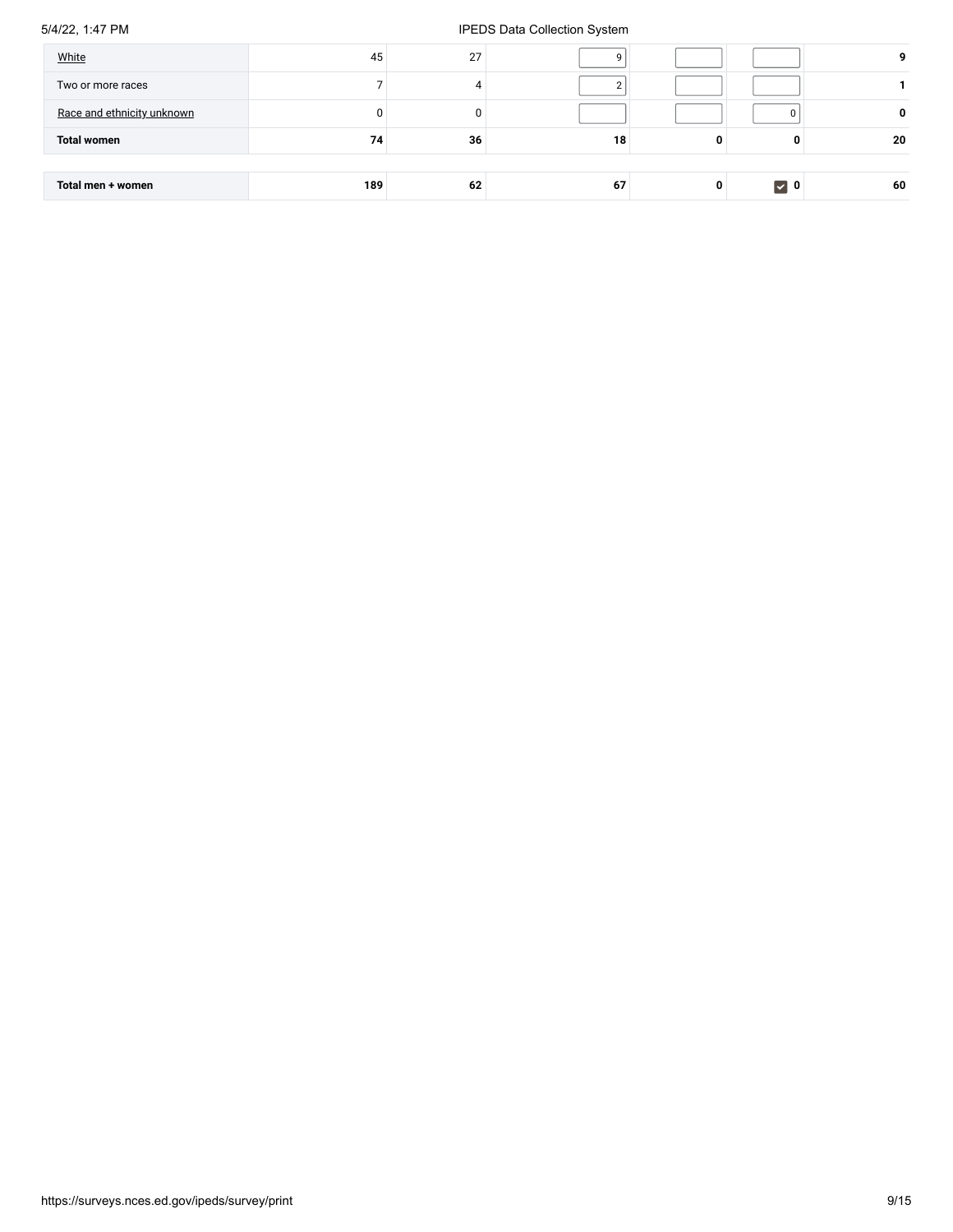|  |  |  |  |  |  |  |
| --- | --- | --- | --- | --- | --- | --- |
| White | 45 | 27 | 9 |  |  | 9 |
| Two or more races | 7 | 4 | 2 |  |  | 1 |
| Race and ethnicity unknown | 0 | 0 |  |  | 0 | 0 |
| **Total women** | **74** | **36** | **18** | **0** | **0** | **20** |
| **Total men + women** | **189** | **62** | **67** | **0** | **0** | **60** |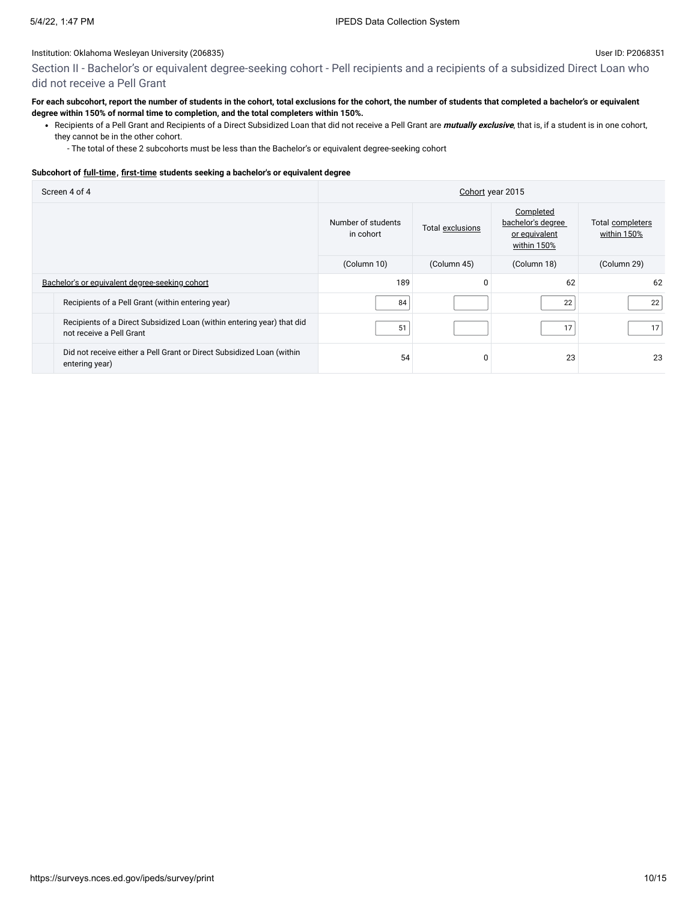Institution: Oklahoma Wesleyan University (206835)

User ID: P2068351

## Section II - Bachelor's or equivalent degree-seeking cohort - Pell recipients and a recipients of a subsidized Direct Loan who did not receive a Pell Grant

**For each subcohort, report the number of students in the cohort, total exclusions for the cohort, the number of students that completed a bachelor's or equivalent degree within 150% of normal time to completion, and the total completers within 150%.**

- Recipients of a Pell Grant and Recipients of a Direct Subsidized Loan that did not receive a Pell Grant are ***mutually exclusive***, that is, if a student is in one cohort, they cannot be in the other cohort.
  - The total of these 2 subcohorts must be less than the Bachelor's or equivalent degree-seeking cohort

**Subcohort of full-time, first-time students seeking a bachelor's or equivalent degree**

| Screen 4 of 4 | Cohort year 2015 | | | |
|---|---|---|---|---|
| | Number of students in cohort | Total exclusions | Completed bachelor's degree or equivalent within 150% | Total completers within 150% |
| | (Column 10) | (Column 45) | (Column 18) | (Column 29) |
| Bachelor's or equivalent degree-seeking cohort | 189 | 0 | 62 | 62 |
| Recipients of a Pell Grant (within entering year) | 84 | | 22 | 22 |
| Recipients of a Direct Subsidized Loan (within entering year) that did not receive a Pell Grant | 51 | | 17 | 17 |
| Did not receive either a Pell Grant or Direct Subsidized Loan (within entering year) | 54 | 0 | 23 | 23 |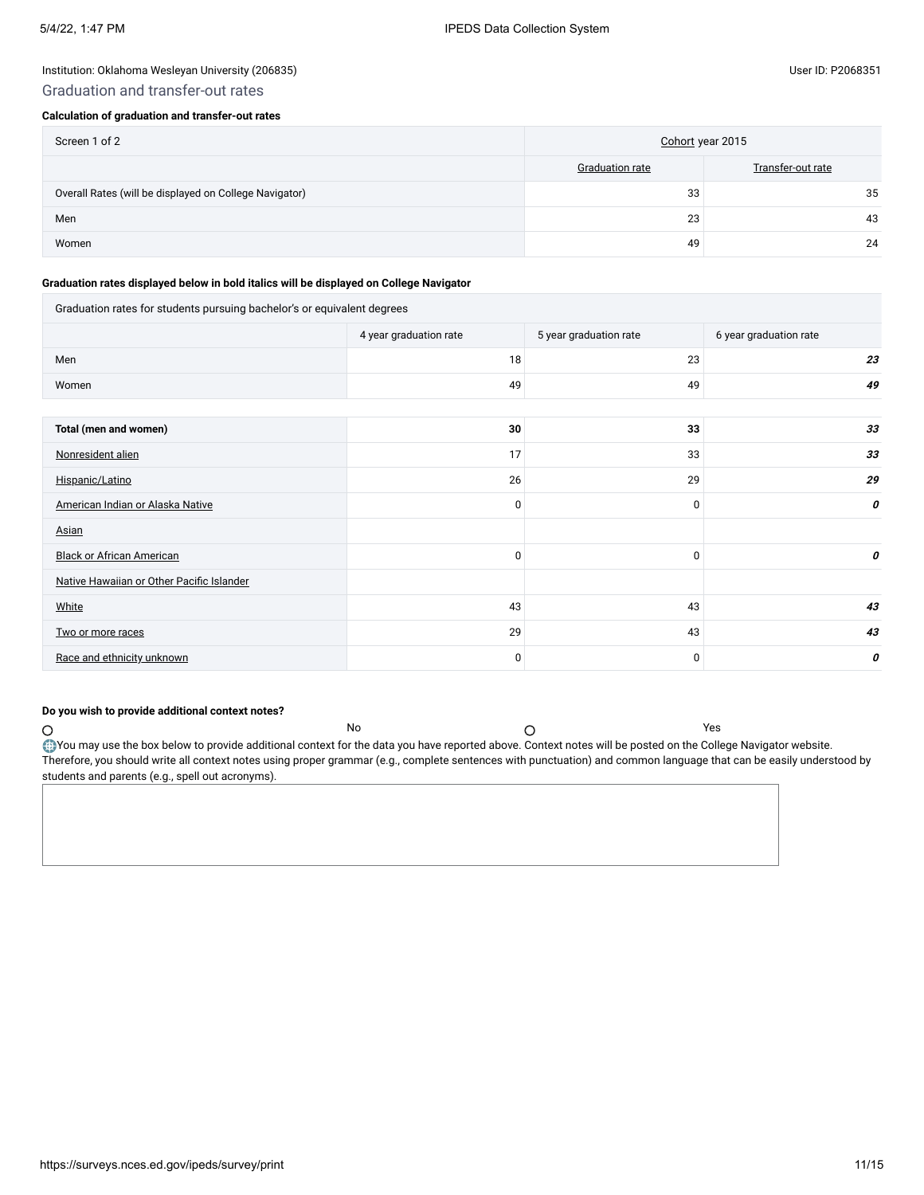Institution: Oklahoma Wesleyan University (206835)

User ID: P2068351

## Graduation and transfer-out rates

**Calculation of graduation and transfer-out rates**

| Screen 1 of 2 | Cohort year 2015 | |
|---|---|---|
| | Graduation rate | Transfer-out rate |
| Overall Rates (will be displayed on College Navigator) | 33 | 35 |
| Men | 23 | 43 |
| Women | 49 | 24 |

**Graduation rates displayed below in bold italics will be displayed on College Navigator**

| Graduation rates for students pursuing bachelor's or equivalent degrees | | | |
|---|---|---|---|
| | 4 year graduation rate | 5 year graduation rate | 6 year graduation rate |
| Men | 18 | 23 | ***23*** |
| Women | 49 | 49 | ***49*** |

| | | | |
|---|---|---|---|
| **Total (men and women)** | **30** | **33** | ***33*** |
| Nonresident alien | 17 | 33 | ***33*** |
| Hispanic/Latino | 26 | 29 | ***29*** |
| American Indian or Alaska Native | 0 | 0 | ***0*** |
| Asian | | | |
| Black or African American | 0 | 0 | ***0*** |
| Native Hawaiian or Other Pacific Islander | | | |
| White | 43 | 43 | ***43*** |
| Two or more races | 29 | 43 | ***43*** |
| Race and ethnicity unknown | 0 | 0 | ***0*** |

**Do you wish to provide additional context notes?**

○ No ○ Yes

You may use the box below to provide additional context for the data you have reported above. Context notes will be posted on the College Navigator website. Therefore, you should write all context notes using proper grammar (e.g., complete sentences with punctuation) and common language that can be easily understood by students and parents (e.g., spell out acronyms).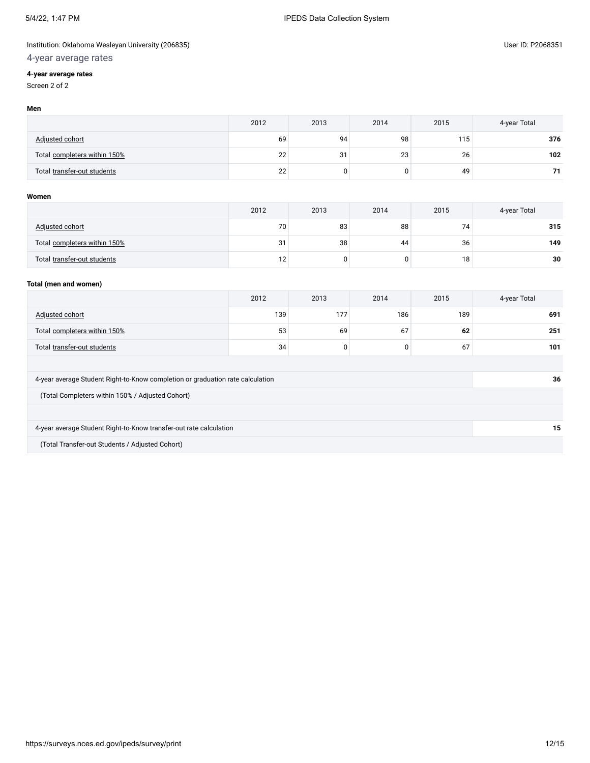Institution: Oklahoma Wesleyan University (206835)

User ID: P2068351

## 4-year average rates

**4-year average rates**

Screen 2 of 2

**Men**

| | 2012 | 2013 | 2014 | 2015 | 4-year Total |
|---|---|---|---|---|---|
| Adjusted cohort | 69 | 94 | 98 | 115 | **376** |
| Total completers within 150% | 22 | 31 | 23 | 26 | **102** |
| Total transfer-out students | 22 | 0 | 0 | 49 | **71** |

**Women**

| | 2012 | 2013 | 2014 | 2015 | 4-year Total |
|---|---|---|---|---|---|
| Adjusted cohort | 70 | 83 | 88 | 74 | **315** |
| Total completers within 150% | 31 | 38 | 44 | 36 | **149** |
| Total transfer-out students | 12 | 0 | 0 | 18 | **30** |

**Total (men and women)**

| | 2012 | 2013 | 2014 | 2015 | 4-year Total |
|---|---|---|---|---|---|
| Adjusted cohort | 139 | 177 | 186 | 189 | **691** |
| Total completers within 150% | 53 | 69 | 67 | **62** | **251** |
| Total transfer-out students | 34 | 0 | 0 | 67 | **101** |

| | |
|---|---|
| 4-year average Student Right-to-Know completion or graduation rate calculation | **36** |
| (Total Completers within 150% / Adjusted Cohort) | |
| 4-year average Student Right-to-Know transfer-out rate calculation | **15** |
| (Total Transfer-out Students / Adjusted Cohort) | |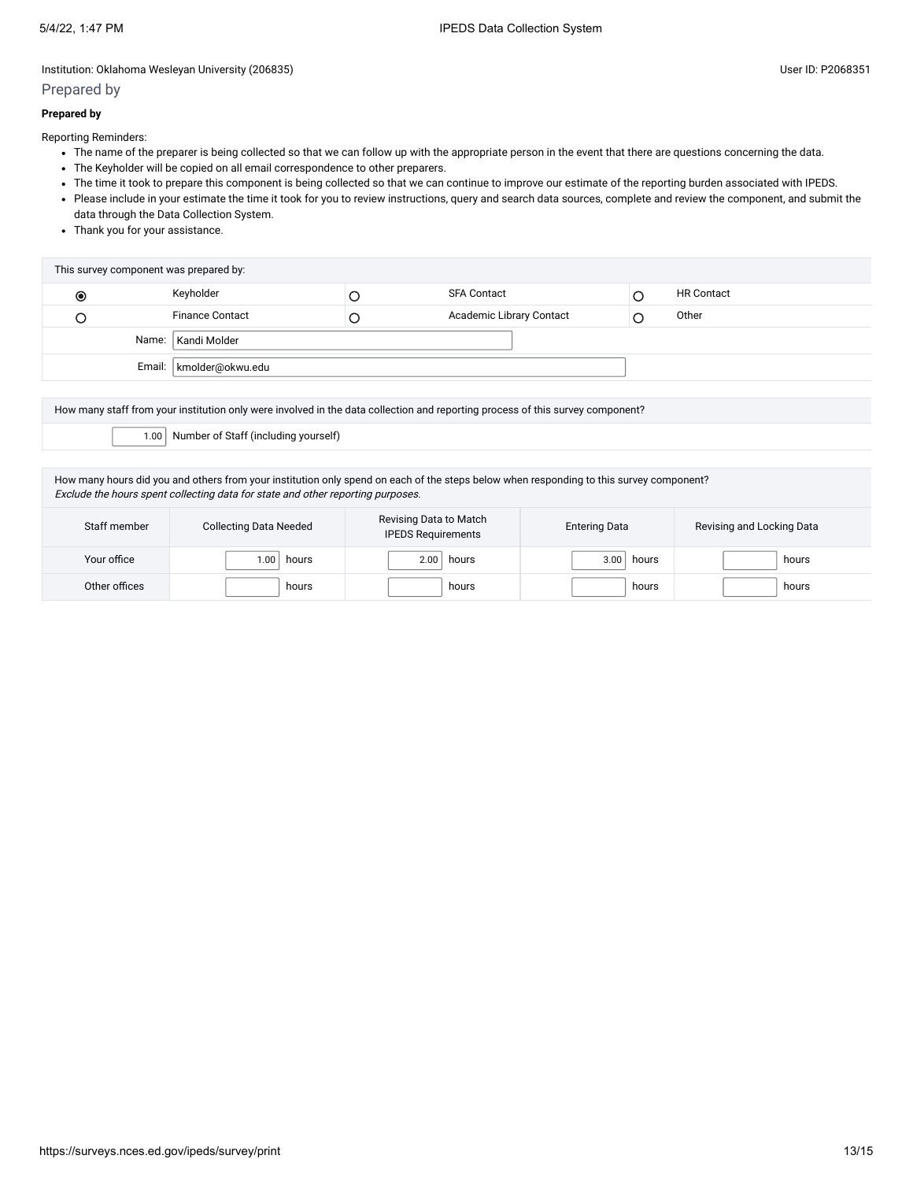Institution: Oklahoma Wesleyan University (206835)

User ID: P2068351

## Prepared by

**Prepared by**

Reporting Reminders:

- The name of the preparer is being collected so that we can follow up with the appropriate person in the event that there are questions concerning the data.
- The Keyholder will be copied on all email correspondence to other preparers.
- The time it took to prepare this component is being collected so that we can continue to improve our estimate of the reporting burden associated with IPEDS.
- Please include in your estimate the time it took for you to review instructions, query and search data sources, complete and review the component, and submit the data through the Data Collection System.
- Thank you for your assistance.

| This survey component was prepared by: | | | | | |
|---|---|---|---|---|---|
| ◉ | Keyholder | ○ | SFA Contact | ○ | HR Contact |
| ○ | Finance Contact | ○ | Academic Library Contact | ○ | Other |
| Name: | Kandi Molder | | | | |
| Email: | kmolder@okwu.edu | | | | |

| How many staff from your institution only were involved in the data collection and reporting process of this survey component? | |
|---|---|
| 1.00 | Number of Staff (including yourself) |

How many hours did you and others from your institution only spend on each of the steps below when responding to this survey component?
*Exclude the hours spent collecting data for state and other reporting purposes.*

| Staff member | Collecting Data Needed | Revising Data to Match IPEDS Requirements | Entering Data | Revising and Locking Data |
|---|---|---|---|---|
| Your office | 1.00 hours | 2.00 hours | 3.00 hours | hours |
| Other offices | hours | hours | hours | hours |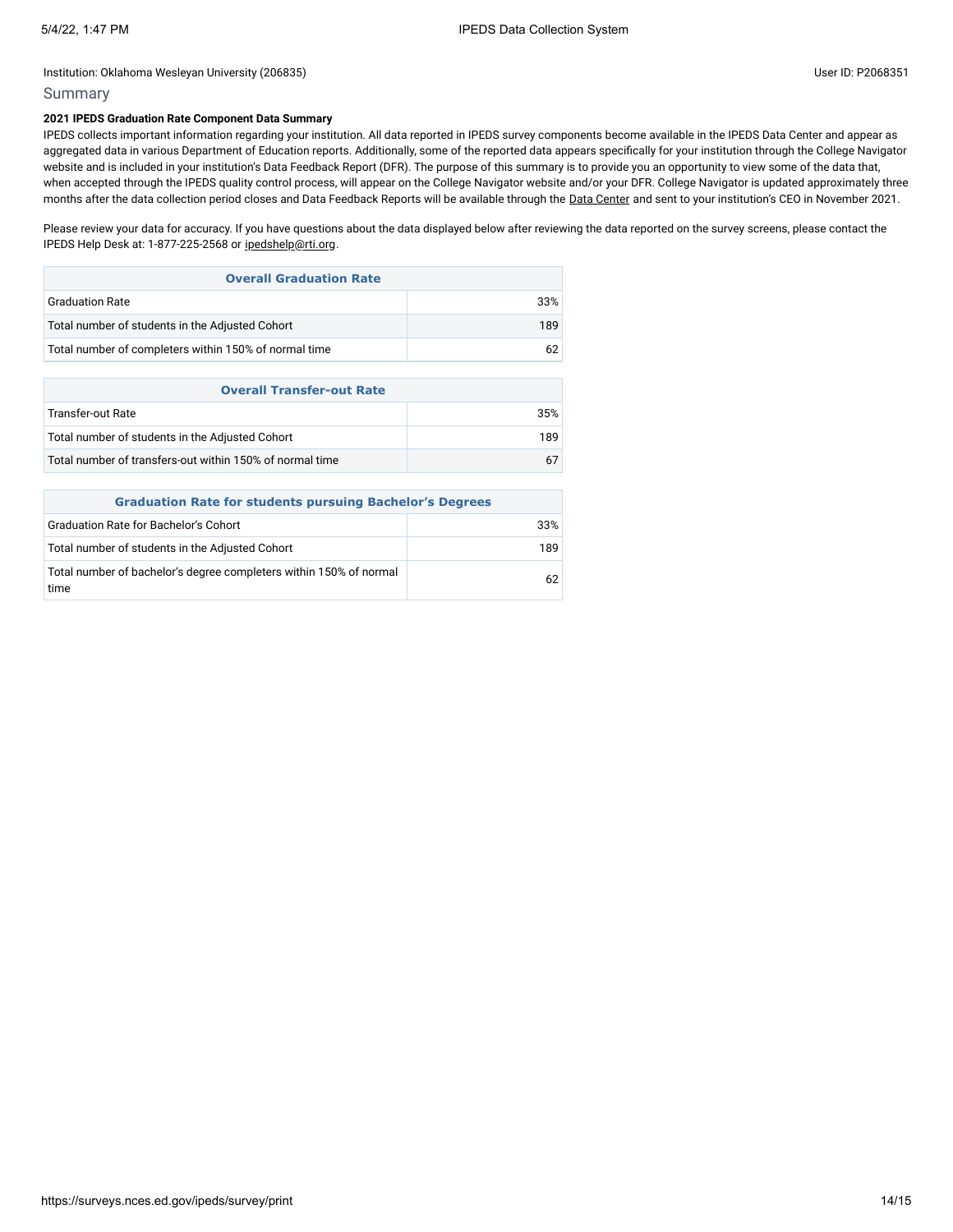Institution: Oklahoma Wesleyan University (206835)

User ID: P2068351

## Summary

**2021 IPEDS Graduation Rate Component Data Summary**

IPEDS collects important information regarding your institution. All data reported in IPEDS survey components become available in the IPEDS Data Center and appear as aggregated data in various Department of Education reports. Additionally, some of the reported data appears specifically for your institution through the College Navigator website and is included in your institution's Data Feedback Report (DFR). The purpose of this summary is to provide you an opportunity to view some of the data that, when accepted through the IPEDS quality control process, will appear on the College Navigator website and/or your DFR. College Navigator is updated approximately three months after the data collection period closes and Data Feedback Reports will be available through the Data Center and sent to your institution's CEO in November 2021.

Please review your data for accuracy. If you have questions about the data displayed below after reviewing the data reported on the survey screens, please contact the IPEDS Help Desk at: 1-877-225-2568 or ipedshelp@rti.org.

| Overall Graduation Rate | |
|---|---|
| Graduation Rate | 33% |
| Total number of students in the Adjusted Cohort | 189 |
| Total number of completers within 150% of normal time | 62 |

| Overall Transfer-out Rate | |
|---|---|
| Transfer-out Rate | 35% |
| Total number of students in the Adjusted Cohort | 189 |
| Total number of transfers-out within 150% of normal time | 67 |

| Graduation Rate for students pursuing Bachelor's Degrees | |
|---|---|
| Graduation Rate for Bachelor's Cohort | 33% |
| Total number of students in the Adjusted Cohort | 189 |
| Total number of bachelor's degree completers within 150% of normal time | 62 |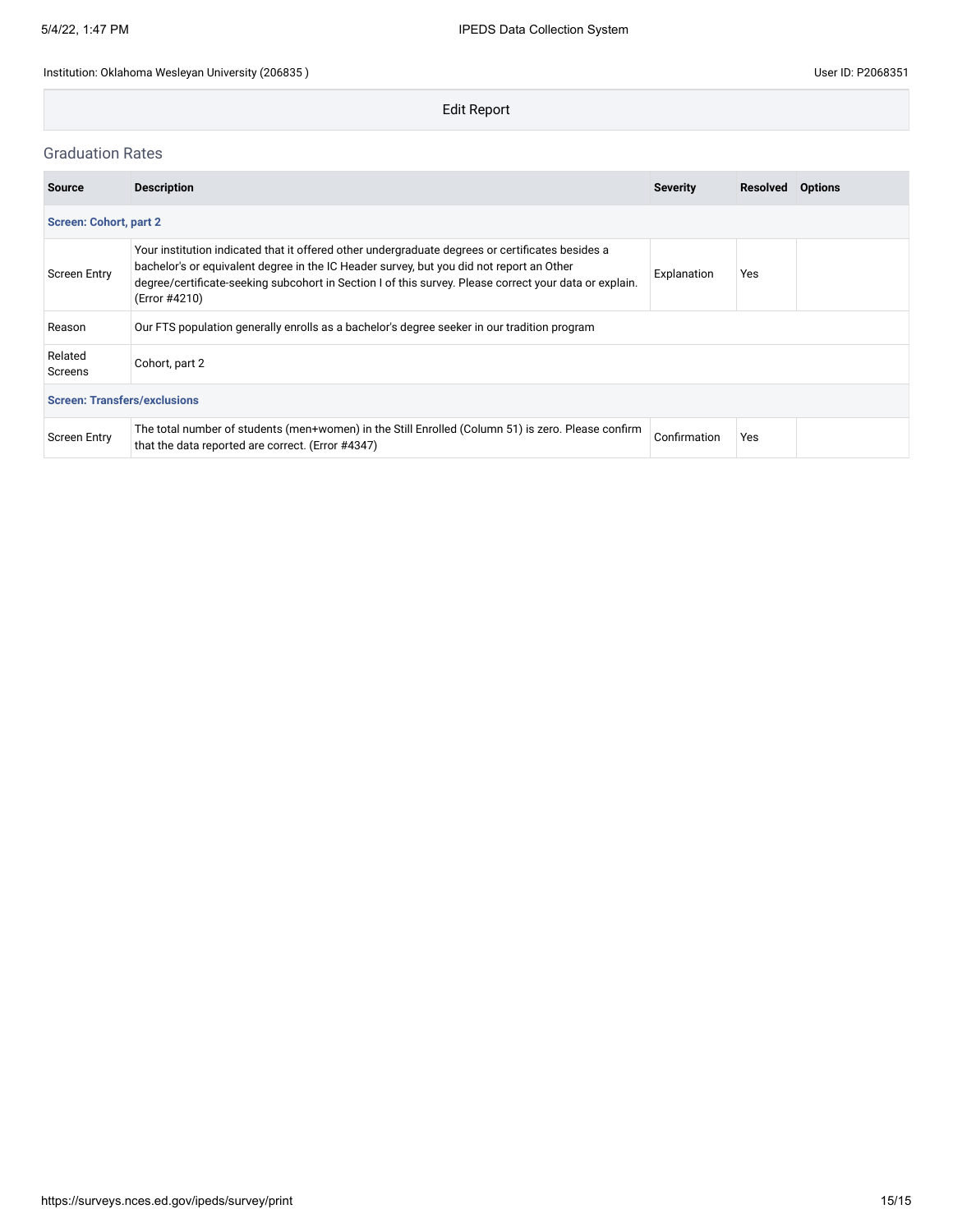Institution: Oklahoma Wesleyan University (206835 )

User ID: P2068351

Edit Report

## Graduation Rates

| Source | Description | Severity | Resolved | Options |
|---|---|---|---|---|
| **Screen: Cohort, part 2** | | | | |
| Screen Entry | Your institution indicated that it offered other undergraduate degrees or certificates besides a bachelor's or equivalent degree in the IC Header survey, but you did not report an Other degree/certificate-seeking subcohort in Section I of this survey. Please correct your data or explain. (Error #4210) | Explanation | Yes | |
| Reason | Our FTS population generally enrolls as a bachelor's degree seeker in our tradition program | | | |
| Related Screens | Cohort, part 2 | | | |
| **Screen: Transfers/exclusions** | | | | |
| Screen Entry | The total number of students (men+women) in the Still Enrolled (Column 51) is zero. Please confirm that the data reported are correct. (Error #4347) | Confirmation | Yes | |